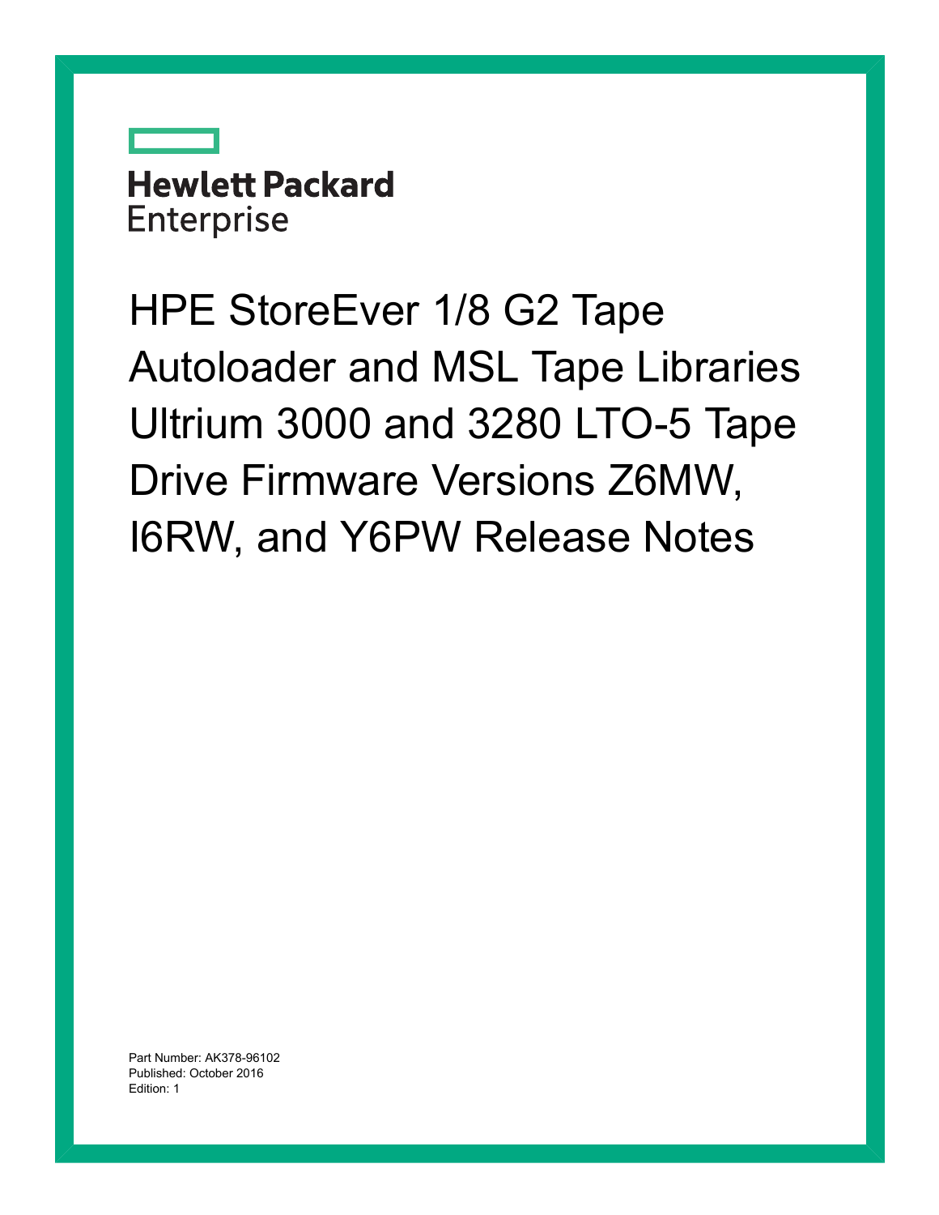Hewlett Packard Enterprise

# HPE StoreEver 1/8 G2 Tape Autoloader and MSL Tape Libraries Ultrium 3000 and 3280 LTO-5 Tape Drive Firmware Versions Z6MW, I6RW, and Y6PW Release Notes

Part Number: AK378-96102
Published: October 2016
Edition: 1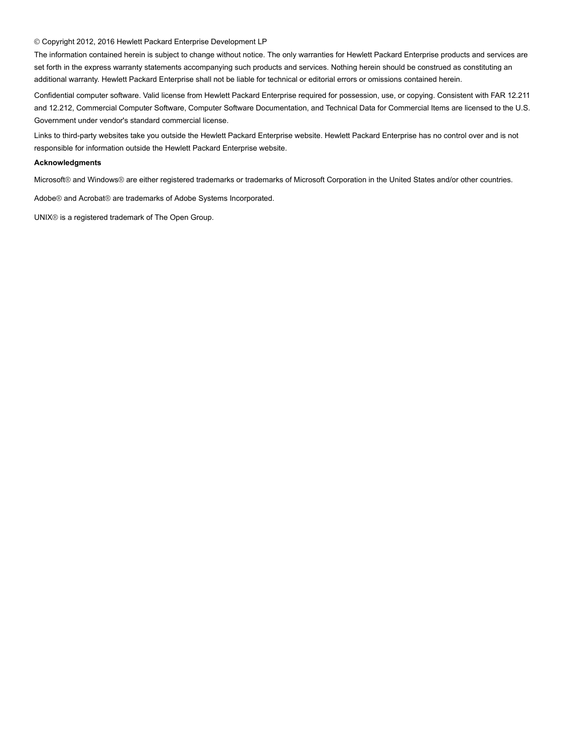© Copyright 2012, 2016 Hewlett Packard Enterprise Development LP

The information contained herein is subject to change without notice. The only warranties for Hewlett Packard Enterprise products and services are set forth in the express warranty statements accompanying such products and services. Nothing herein should be construed as constituting an additional warranty. Hewlett Packard Enterprise shall not be liable for technical or editorial errors or omissions contained herein.

Confidential computer software. Valid license from Hewlett Packard Enterprise required for possession, use, or copying. Consistent with FAR 12.211 and 12.212, Commercial Computer Software, Computer Software Documentation, and Technical Data for Commercial Items are licensed to the U.S. Government under vendor's standard commercial license.

Links to third-party websites take you outside the Hewlett Packard Enterprise website. Hewlett Packard Enterprise has no control over and is not responsible for information outside the Hewlett Packard Enterprise website.

**Acknowledgments**

Microsoft® and Windows® are either registered trademarks or trademarks of Microsoft Corporation in the United States and/or other countries.

Adobe® and Acrobat® are trademarks of Adobe Systems Incorporated.

UNIX® is a registered trademark of The Open Group.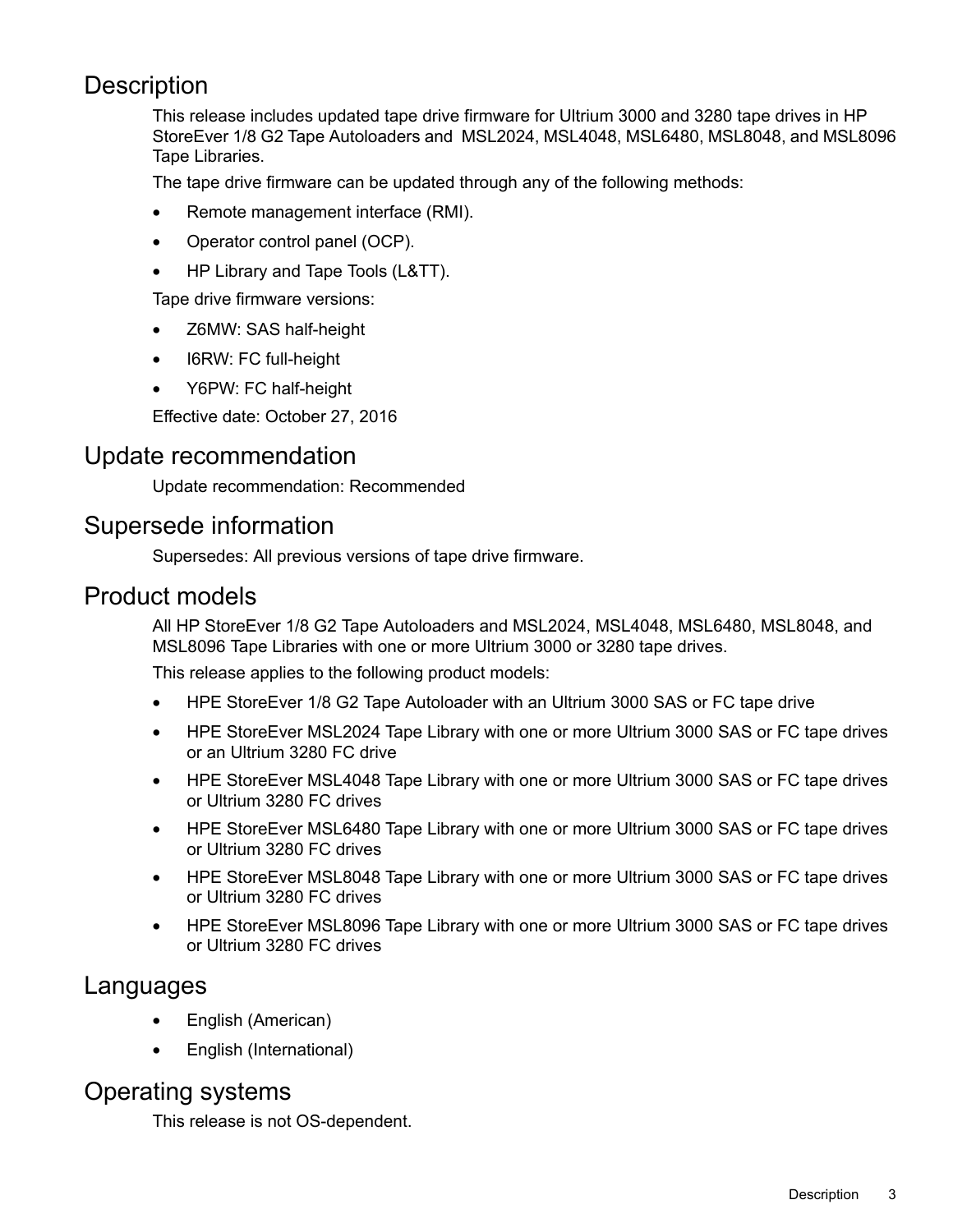## Description

This release includes updated tape drive firmware for Ultrium 3000 and 3280 tape drives in HP StoreEver 1/8 G2 Tape Autoloaders and MSL2024, MSL4048, MSL6480, MSL8048, and MSL8096 Tape Libraries.

The tape drive firmware can be updated through any of the following methods:

- Remote management interface (RMI).
- Operator control panel (OCP).
- HP Library and Tape Tools (L&TT).

Tape drive firmware versions:

- Z6MW: SAS half-height
- I6RW: FC full-height
- Y6PW: FC half-height

Effective date: October 27, 2016

## Update recommendation

Update recommendation: Recommended

## Supersede information

Supersedes: All previous versions of tape drive firmware.

## Product models

All HP StoreEver 1/8 G2 Tape Autoloaders and MSL2024, MSL4048, MSL6480, MSL8048, and MSL8096 Tape Libraries with one or more Ultrium 3000 or 3280 tape drives.

This release applies to the following product models:

- HPE StoreEver 1/8 G2 Tape Autoloader with an Ultrium 3000 SAS or FC tape drive
- HPE StoreEver MSL2024 Tape Library with one or more Ultrium 3000 SAS or FC tape drives or an Ultrium 3280 FC drive
- HPE StoreEver MSL4048 Tape Library with one or more Ultrium 3000 SAS or FC tape drives or Ultrium 3280 FC drives
- HPE StoreEver MSL6480 Tape Library with one or more Ultrium 3000 SAS or FC tape drives or Ultrium 3280 FC drives
- HPE StoreEver MSL8048 Tape Library with one or more Ultrium 3000 SAS or FC tape drives or Ultrium 3280 FC drives
- HPE StoreEver MSL8096 Tape Library with one or more Ultrium 3000 SAS or FC tape drives or Ultrium 3280 FC drives

## Languages

- English (American)
- English (International)

## Operating systems

This release is not OS-dependent.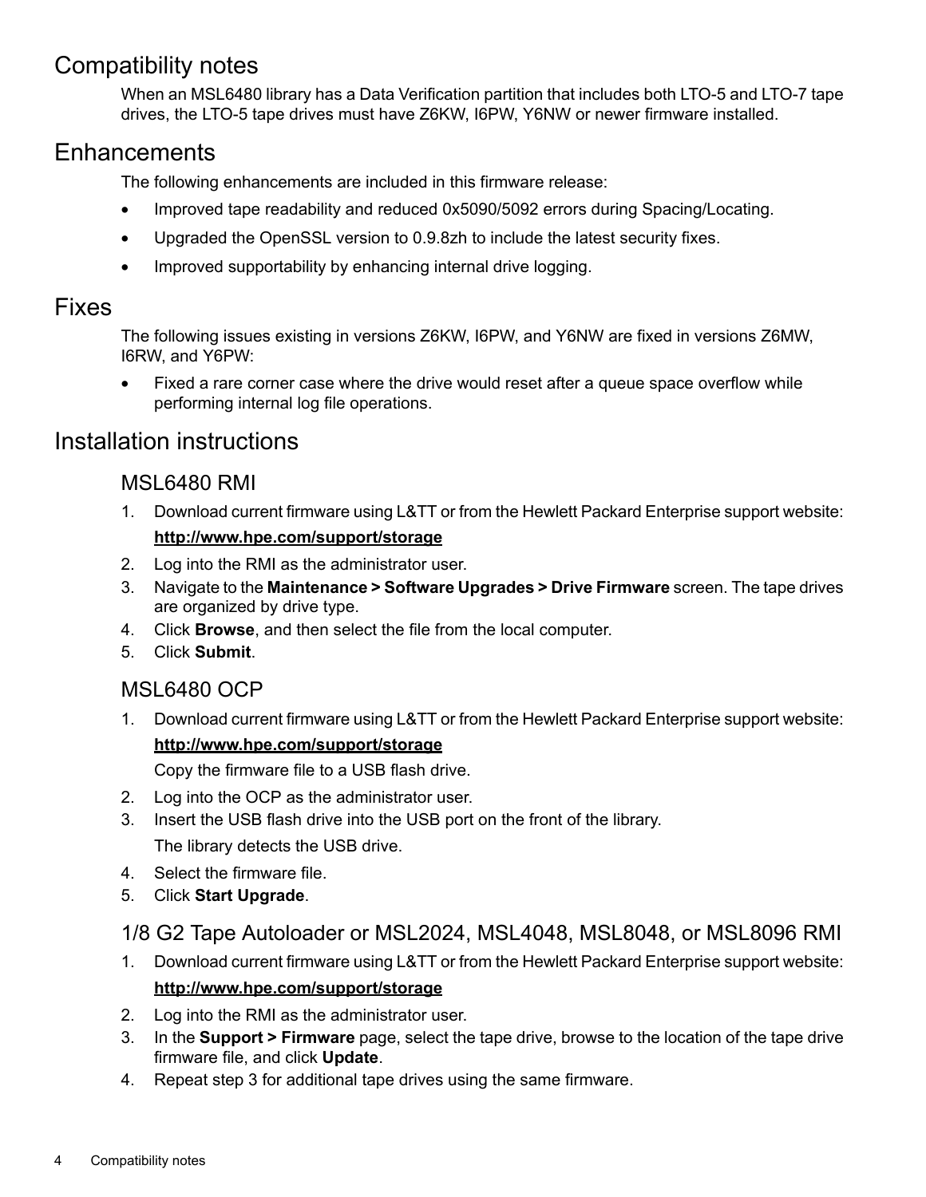## Compatibility notes

When an MSL6480 library has a Data Verification partition that includes both LTO-5 and LTO-7 tape drives, the LTO-5 tape drives must have Z6KW, I6PW, Y6NW or newer firmware installed.

## Enhancements

The following enhancements are included in this firmware release:

- Improved tape readability and reduced 0x5090/5092 errors during Spacing/Locating.
- Upgraded the OpenSSL version to 0.9.8zh to include the latest security fixes.
- Improved supportability by enhancing internal drive logging.

## Fixes

The following issues existing in versions Z6KW, I6PW, and Y6NW are fixed in versions Z6MW, I6RW, and Y6PW:

- Fixed a rare corner case where the drive would reset after a queue space overflow while performing internal log file operations.

## Installation instructions

### MSL6480 RMI

1. Download current firmware using L&TT or from the Hewlett Packard Enterprise support website:

   **http://www.hpe.com/support/storage**
2. Log into the RMI as the administrator user.
3. Navigate to the **Maintenance > Software Upgrades > Drive Firmware** screen. The tape drives are organized by drive type.
4. Click **Browse**, and then select the file from the local computer.
5. Click **Submit**.

### MSL6480 OCP

1. Download current firmware using L&TT or from the Hewlett Packard Enterprise support website:

   **http://www.hpe.com/support/storage**

   Copy the firmware file to a USB flash drive.
2. Log into the OCP as the administrator user.
3. Insert the USB flash drive into the USB port on the front of the library.

   The library detects the USB drive.
4. Select the firmware file.
5. Click **Start Upgrade**.

### 1/8 G2 Tape Autoloader or MSL2024, MSL4048, MSL8048, or MSL8096 RMI

1. Download current firmware using L&TT or from the Hewlett Packard Enterprise support website:

   **http://www.hpe.com/support/storage**
2. Log into the RMI as the administrator user.
3. In the **Support > Firmware** page, select the tape drive, browse to the location of the tape drive firmware file, and click **Update**.
4. Repeat step 3 for additional tape drives using the same firmware.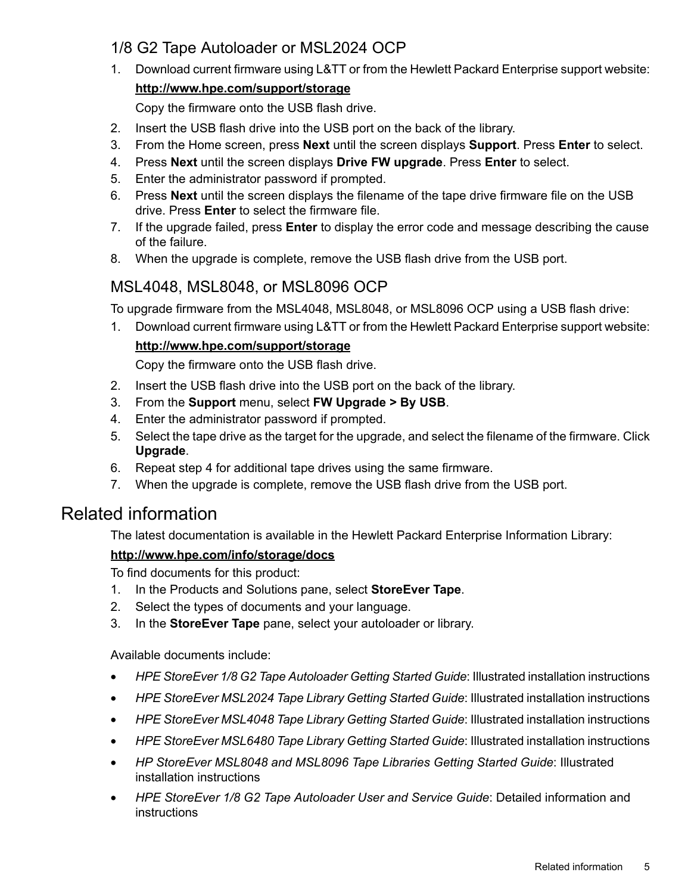### 1/8 G2 Tape Autoloader or MSL2024 OCP

1. Download current firmware using L&TT or from the Hewlett Packard Enterprise support website:

   **http://www.hpe.com/support/storage**

   Copy the firmware onto the USB flash drive.
2. Insert the USB flash drive into the USB port on the back of the library.
3. From the Home screen, press **Next** until the screen displays **Support**. Press **Enter** to select.
4. Press **Next** until the screen displays **Drive FW upgrade**. Press **Enter** to select.
5. Enter the administrator password if prompted.
6. Press **Next** until the screen displays the filename of the tape drive firmware file on the USB drive. Press **Enter** to select the firmware file.
7. If the upgrade failed, press **Enter** to display the error code and message describing the cause of the failure.
8. When the upgrade is complete, remove the USB flash drive from the USB port.

### MSL4048, MSL8048, or MSL8096 OCP

To upgrade firmware from the MSL4048, MSL8048, or MSL8096 OCP using a USB flash drive:

1. Download current firmware using L&TT or from the Hewlett Packard Enterprise support website:

   **http://www.hpe.com/support/storage**

   Copy the firmware onto the USB flash drive.
2. Insert the USB flash drive into the USB port on the back of the library.
3. From the **Support** menu, select **FW Upgrade > By USB**.
4. Enter the administrator password if prompted.
5. Select the tape drive as the target for the upgrade, and select the filename of the firmware. Click **Upgrade**.
6. Repeat step 4 for additional tape drives using the same firmware.
7. When the upgrade is complete, remove the USB flash drive from the USB port.

## Related information

The latest documentation is available in the Hewlett Packard Enterprise Information Library:

**http://www.hpe.com/info/storage/docs**

To find documents for this product:

1. In the Products and Solutions pane, select **StoreEver Tape**.
2. Select the types of documents and your language.
3. In the **StoreEver Tape** pane, select your autoloader or library.

Available documents include:

- *HPE StoreEver 1/8 G2 Tape Autoloader Getting Started Guide*: Illustrated installation instructions
- *HPE StoreEver MSL2024 Tape Library Getting Started Guide*: Illustrated installation instructions
- *HPE StoreEver MSL4048 Tape Library Getting Started Guide*: Illustrated installation instructions
- *HPE StoreEver MSL6480 Tape Library Getting Started Guide*: Illustrated installation instructions
- *HP StoreEver MSL8048 and MSL8096 Tape Libraries Getting Started Guide*: Illustrated installation instructions
- *HPE StoreEver 1/8 G2 Tape Autoloader User and Service Guide*: Detailed information and instructions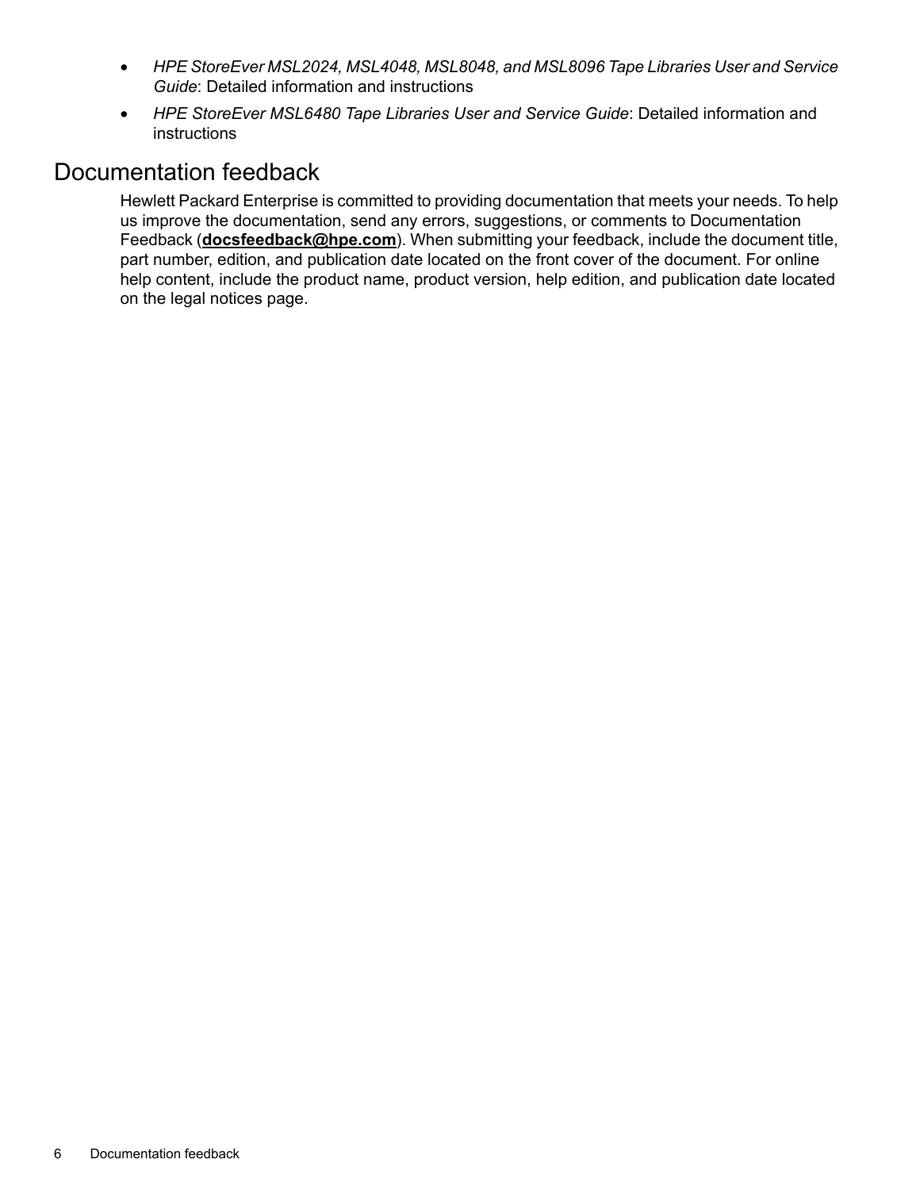- *HPE StoreEver MSL2024, MSL4048, MSL8048, and MSL8096 Tape Libraries User and Service Guide*: Detailed information and instructions
- *HPE StoreEver MSL6480 Tape Libraries User and Service Guide*: Detailed information and instructions

## Documentation feedback

Hewlett Packard Enterprise is committed to providing documentation that meets your needs. To help us improve the documentation, send any errors, suggestions, or comments to Documentation Feedback (**docsfeedback@hpe.com**). When submitting your feedback, include the document title, part number, edition, and publication date located on the front cover of the document. For online help content, include the product name, product version, help edition, and publication date located on the legal notices page.